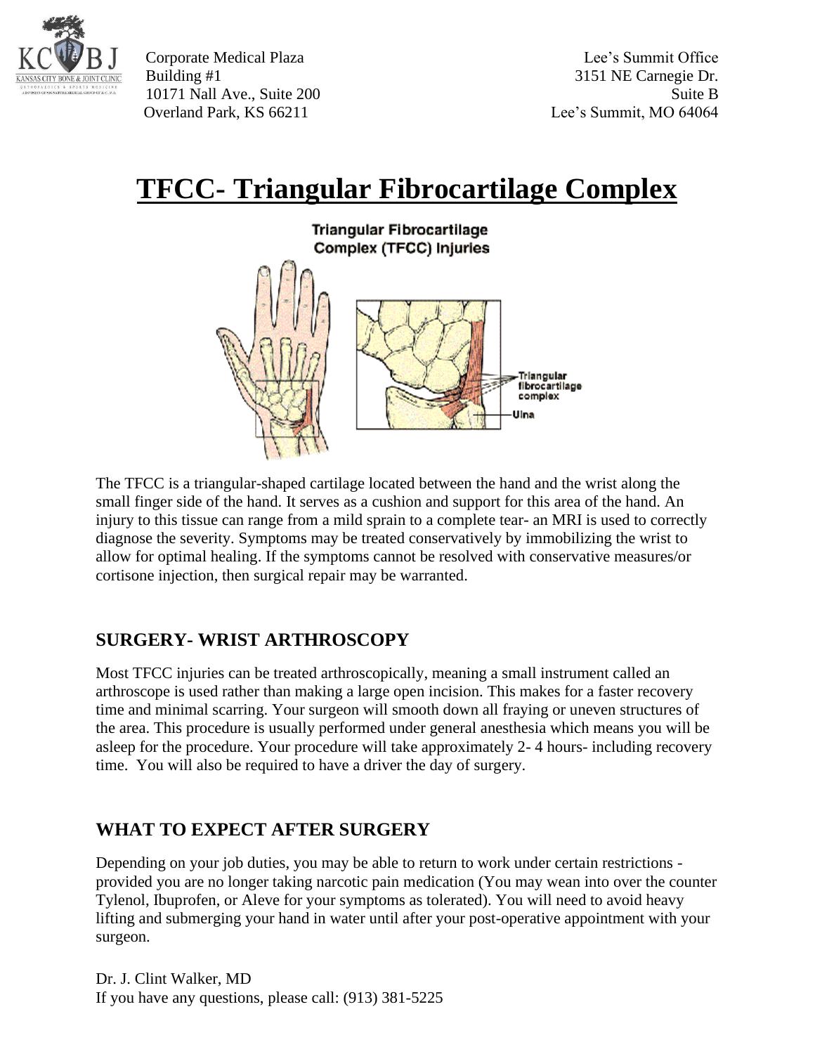Corporate Medical Plaza
Building #1
10171 Nall Ave., Suite 200
Overland Park, KS 66211

Lee's Summit Office
3151 NE Carnegie Dr.
Suite B
Lee's Summit, MO 64064

# TFCC- Triangular Fibrocartilage Complex

The TFCC is a triangular-shaped cartilage located between the hand and the wrist along the small finger side of the hand. It serves as a cushion and support for this area of the hand. An injury to this tissue can range from a mild sprain to a complete tear- an MRI is used to correctly diagnose the severity. Symptoms may be treated conservatively by immobilizing the wrist to allow for optimal healing. If the symptoms cannot be resolved with conservative measures/or cortisone injection, then surgical repair may be warranted.

## SURGERY- WRIST ARTHROSCOPY

Most TFCC injuries can be treated arthroscopically, meaning a small instrument called an arthroscope is used rather than making a large open incision. This makes for a faster recovery time and minimal scarring. Your surgeon will smooth down all fraying or uneven structures of the area. This procedure is usually performed under general anesthesia which means you will be asleep for the procedure. Your procedure will take approximately 2- 4 hours- including recovery time. You will also be required to have a driver the day of surgery.

## WHAT TO EXPECT AFTER SURGERY

Depending on your job duties, you may be able to return to work under certain restrictions - provided you are no longer taking narcotic pain medication (You may wean into over the counter Tylenol, Ibuprofen, or Aleve for your symptoms as tolerated). You will need to avoid heavy lifting and submerging your hand in water until after your post-operative appointment with your surgeon.

Dr. J. Clint Walker, MD
If you have any questions, please call: (913) 381-5225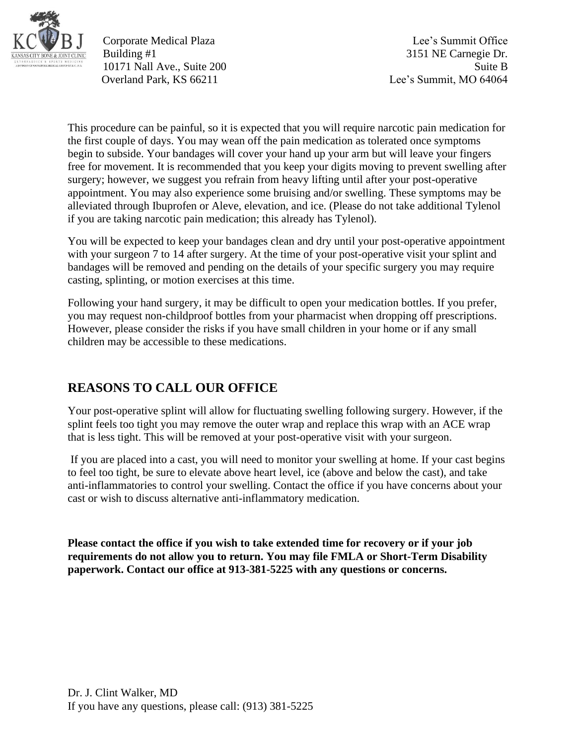Corporate Medical Plaza
Building #1
10171 Nall Ave., Suite 200
Overland Park, KS 66211

Lee's Summit Office
3151 NE Carnegie Dr.
Suite B
Lee's Summit, MO 64064

This procedure can be painful, so it is expected that you will require narcotic pain medication for the first couple of days. You may wean off the pain medication as tolerated once symptoms begin to subside. Your bandages will cover your hand up your arm but will leave your fingers free for movement. It is recommended that you keep your digits moving to prevent swelling after surgery; however, we suggest you refrain from heavy lifting until after your post-operative appointment. You may also experience some bruising and/or swelling. These symptoms may be alleviated through Ibuprofen or Aleve, elevation, and ice. (Please do not take additional Tylenol if you are taking narcotic pain medication; this already has Tylenol).

You will be expected to keep your bandages clean and dry until your post-operative appointment with your surgeon 7 to 14 after surgery. At the time of your post-operative visit your splint and bandages will be removed and pending on the details of your specific surgery you may require casting, splinting, or motion exercises at this time.

Following your hand surgery, it may be difficult to open your medication bottles. If you prefer, you may request non-childproof bottles from your pharmacist when dropping off prescriptions. However, please consider the risks if you have small children in your home or if any small children may be accessible to these medications.

## REASONS TO CALL OUR OFFICE

Your post-operative splint will allow for fluctuating swelling following surgery. However, if the splint feels too tight you may remove the outer wrap and replace this wrap with an ACE wrap that is less tight. This will be removed at your post-operative visit with your surgeon.

If you are placed into a cast, you will need to monitor your swelling at home. If your cast begins to feel too tight, be sure to elevate above heart level, ice (above and below the cast), and take anti-inflammatories to control your swelling. Contact the office if you have concerns about your cast or wish to discuss alternative anti-inflammatory medication.

**Please contact the office if you wish to take extended time for recovery or if your job requirements do not allow you to return. You may file FMLA or Short-Term Disability paperwork. Contact our office at 913-381-5225 with any questions or concerns.**

Dr. J. Clint Walker, MD
If you have any questions, please call: (913) 381-5225